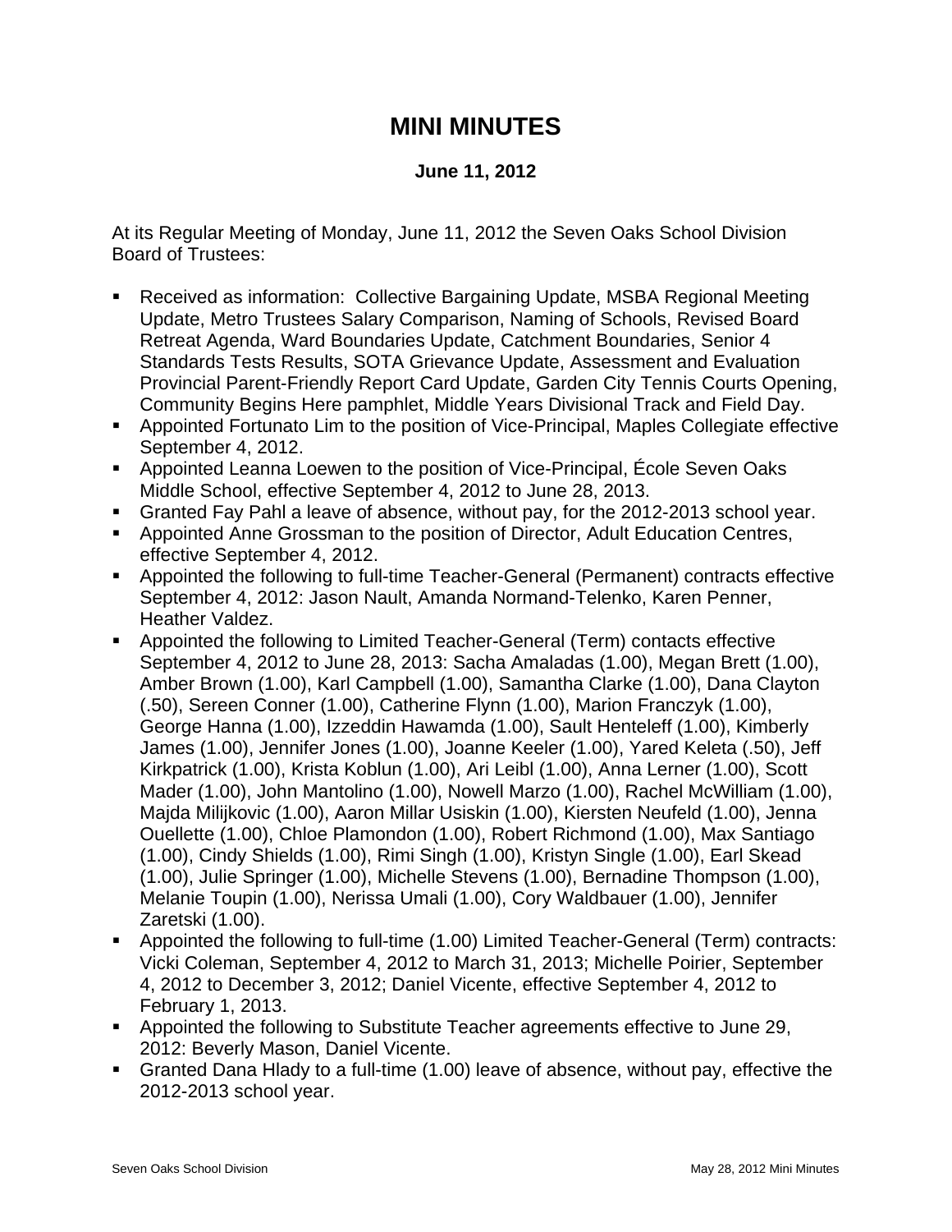# MINI MINUTES

**June 11, 2012**

At its Regular Meeting of Monday, June 11, 2012 the Seven Oaks School Division Board of Trustees:

- Received as information: Collective Bargaining Update, MSBA Regional Meeting Update, Metro Trustees Salary Comparison, Naming of Schools, Revised Board Retreat Agenda, Ward Boundaries Update, Catchment Boundaries, Senior 4 Standards Tests Results, SOTA Grievance Update, Assessment and Evaluation Provincial Parent-Friendly Report Card Update, Garden City Tennis Courts Opening, Community Begins Here pamphlet, Middle Years Divisional Track and Field Day.
- Appointed Fortunato Lim to the position of Vice-Principal, Maples Collegiate effective September 4, 2012.
- Appointed Leanna Loewen to the position of Vice-Principal, École Seven Oaks Middle School, effective September 4, 2012 to June 28, 2013.
- Granted Fay Pahl a leave of absence, without pay, for the 2012-2013 school year.
- Appointed Anne Grossman to the position of Director, Adult Education Centres, effective September 4, 2012.
- Appointed the following to full-time Teacher-General (Permanent) contracts effective September 4, 2012: Jason Nault, Amanda Normand-Telenko, Karen Penner, Heather Valdez.
- Appointed the following to Limited Teacher-General (Term) contacts effective September 4, 2012 to June 28, 2013: Sacha Amaladas (1.00), Megan Brett (1.00), Amber Brown (1.00), Karl Campbell (1.00), Samantha Clarke (1.00), Dana Clayton (.50), Sereen Conner (1.00), Catherine Flynn (1.00), Marion Franczyk (1.00), George Hanna (1.00), Izzeddin Hawamda (1.00), Sault Henteleff (1.00), Kimberly James (1.00), Jennifer Jones (1.00), Joanne Keeler (1.00), Yared Keleta (.50), Jeff Kirkpatrick (1.00), Krista Koblun (1.00), Ari Leibl (1.00), Anna Lerner (1.00), Scott Mader (1.00), John Mantolino (1.00), Nowell Marzo (1.00), Rachel McWilliam (1.00), Majda Milijkovic (1.00), Aaron Millar Usiskin (1.00), Kiersten Neufeld (1.00), Jenna Ouellette (1.00), Chloe Plamondon (1.00), Robert Richmond (1.00), Max Santiago (1.00), Cindy Shields (1.00), Rimi Singh (1.00), Kristyn Single (1.00), Earl Skead (1.00), Julie Springer (1.00), Michelle Stevens (1.00), Bernadine Thompson (1.00), Melanie Toupin (1.00), Nerissa Umali (1.00), Cory Waldbauer (1.00), Jennifer Zaretski (1.00).
- Appointed the following to full-time (1.00) Limited Teacher-General (Term) contracts: Vicki Coleman, September 4, 2012 to March 31, 2013; Michelle Poirier, September 4, 2012 to December 3, 2012; Daniel Vicente, effective September 4, 2012 to February 1, 2013.
- Appointed the following to Substitute Teacher agreements effective to June 29, 2012: Beverly Mason, Daniel Vicente.
- Granted Dana Hlady to a full-time (1.00) leave of absence, without pay, effective the 2012-2013 school year.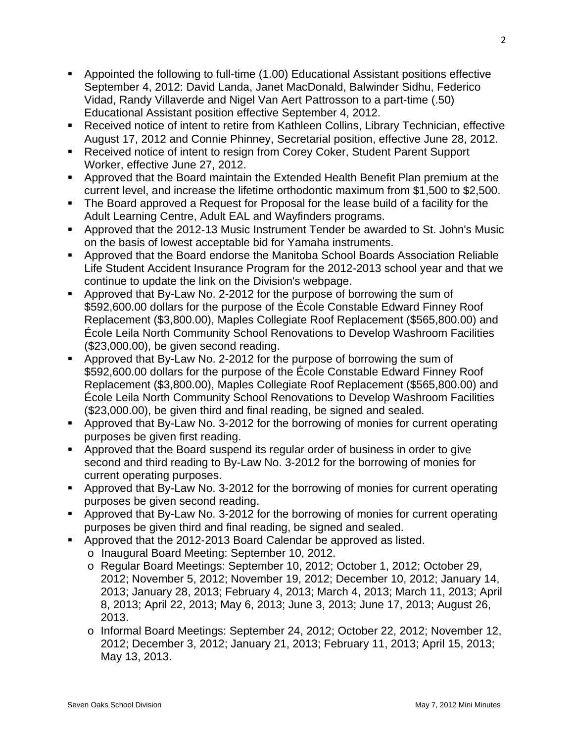- Appointed the following to full-time (1.00) Educational Assistant positions effective September 4, 2012: David Landa, Janet MacDonald, Balwinder Sidhu, Federico Vidad, Randy Villaverde and Nigel Van Aert Pattrosson to a part-time (.50) Educational Assistant position effective September 4, 2012.
- Received notice of intent to retire from Kathleen Collins, Library Technician, effective August 17, 2012 and Connie Phinney, Secretarial position, effective June 28, 2012.
- Received notice of intent to resign from Corey Coker, Student Parent Support Worker, effective June 27, 2012.
- Approved that the Board maintain the Extended Health Benefit Plan premium at the current level, and increase the lifetime orthodontic maximum from $1,500 to $2,500.
- The Board approved a Request for Proposal for the lease build of a facility for the Adult Learning Centre, Adult EAL and Wayfinders programs.
- Approved that the 2012-13 Music Instrument Tender be awarded to St. John's Music on the basis of lowest acceptable bid for Yamaha instruments.
- Approved that the Board endorse the Manitoba School Boards Association Reliable Life Student Accident Insurance Program for the 2012-2013 school year and that we continue to update the link on the Division's webpage.
- Approved that By-Law No. 2-2012 for the purpose of borrowing the sum of $592,600.00 dollars for the purpose of the École Constable Edward Finney Roof Replacement ($3,800.00), Maples Collegiate Roof Replacement ($565,800.00) and École Leila North Community School Renovations to Develop Washroom Facilities ($23,000.00), be given second reading.
- Approved that By-Law No. 2-2012 for the purpose of borrowing the sum of $592,600.00 dollars for the purpose of the École Constable Edward Finney Roof Replacement ($3,800.00), Maples Collegiate Roof Replacement ($565,800.00) and École Leila North Community School Renovations to Develop Washroom Facilities ($23,000.00), be given third and final reading, be signed and sealed.
- Approved that By-Law No. 3-2012 for the borrowing of monies for current operating purposes be given first reading.
- Approved that the Board suspend its regular order of business in order to give second and third reading to By-Law No. 3-2012 for the borrowing of monies for current operating purposes.
- Approved that By-Law No. 3-2012 for the borrowing of monies for current operating purposes be given second reading.
- Approved that By-Law No. 3-2012 for the borrowing of monies for current operating purposes be given third and final reading, be signed and sealed.
- Approved that the 2012-2013 Board Calendar be approved as listed.
  - Inaugural Board Meeting: September 10, 2012.
  - Regular Board Meetings: September 10, 2012; October 1, 2012; October 29, 2012; November 5, 2012; November 19, 2012; December 10, 2012; January 14, 2013; January 28, 2013; February 4, 2013; March 4, 2013; March 11, 2013; April 8, 2013; April 22, 2013; May 6, 2013; June 3, 2013; June 17, 2013; August 26, 2013.
  - Informal Board Meetings: September 24, 2012; October 22, 2012; November 12, 2012; December 3, 2012; January 21, 2013; February 11, 2013; April 15, 2013; May 13, 2013.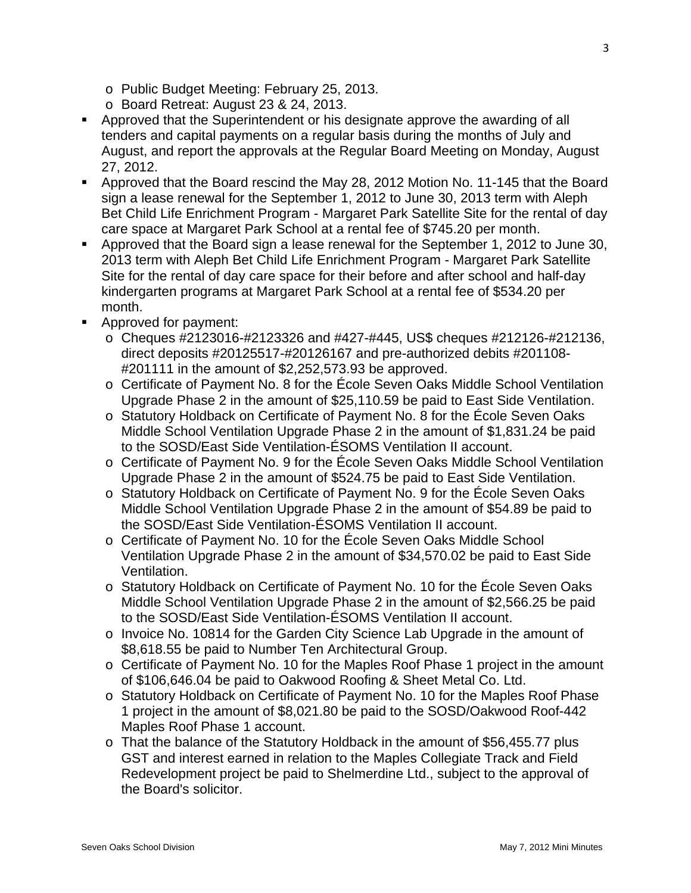- Public Budget Meeting: February 25, 2013.
  - Board Retreat: August 23 & 24, 2013.
- Approved that the Superintendent or his designate approve the awarding of all tenders and capital payments on a regular basis during the months of July and August, and report the approvals at the Regular Board Meeting on Monday, August 27, 2012.
- Approved that the Board rescind the May 28, 2012 Motion No. 11-145 that the Board sign a lease renewal for the September 1, 2012 to June 30, 2013 term with Aleph Bet Child Life Enrichment Program - Margaret Park Satellite Site for the rental of day care space at Margaret Park School at a rental fee of $745.20 per month.
- Approved that the Board sign a lease renewal for the September 1, 2012 to June 30, 2013 term with Aleph Bet Child Life Enrichment Program - Margaret Park Satellite Site for the rental of day care space for their before and after school and half-day kindergarten programs at Margaret Park School at a rental fee of $534.20 per month.
- Approved for payment:
  - Cheques #2123016-#2123326 and #427-#445, US$ cheques #212126-#212136, direct deposits #20125517-#20126167 and pre-authorized debits #201108-#201111 in the amount of $2,252,573.93 be approved.
  - Certificate of Payment No. 8 for the École Seven Oaks Middle School Ventilation Upgrade Phase 2 in the amount of $25,110.59 be paid to East Side Ventilation.
  - Statutory Holdback on Certificate of Payment No. 8 for the École Seven Oaks Middle School Ventilation Upgrade Phase 2 in the amount of $1,831.24 be paid to the SOSD/East Side Ventilation-ÉSOMS Ventilation II account.
  - Certificate of Payment No. 9 for the École Seven Oaks Middle School Ventilation Upgrade Phase 2 in the amount of $524.75 be paid to East Side Ventilation.
  - Statutory Holdback on Certificate of Payment No. 9 for the École Seven Oaks Middle School Ventilation Upgrade Phase 2 in the amount of $54.89 be paid to the SOSD/East Side Ventilation-ÉSOMS Ventilation II account.
  - Certificate of Payment No. 10 for the École Seven Oaks Middle School Ventilation Upgrade Phase 2 in the amount of $34,570.02 be paid to East Side Ventilation.
  - Statutory Holdback on Certificate of Payment No. 10 for the École Seven Oaks Middle School Ventilation Upgrade Phase 2 in the amount of $2,566.25 be paid to the SOSD/East Side Ventilation-ÉSOMS Ventilation II account.
  - Invoice No. 10814 for the Garden City Science Lab Upgrade in the amount of $8,618.55 be paid to Number Ten Architectural Group.
  - Certificate of Payment No. 10 for the Maples Roof Phase 1 project in the amount of $106,646.04 be paid to Oakwood Roofing & Sheet Metal Co. Ltd.
  - Statutory Holdback on Certificate of Payment No. 10 for the Maples Roof Phase 1 project in the amount of $8,021.80 be paid to the SOSD/Oakwood Roof-442 Maples Roof Phase 1 account.
  - That the balance of the Statutory Holdback in the amount of $56,455.77 plus GST and interest earned in relation to the Maples Collegiate Track and Field Redevelopment project be paid to Shelmerdine Ltd., subject to the approval of the Board's solicitor.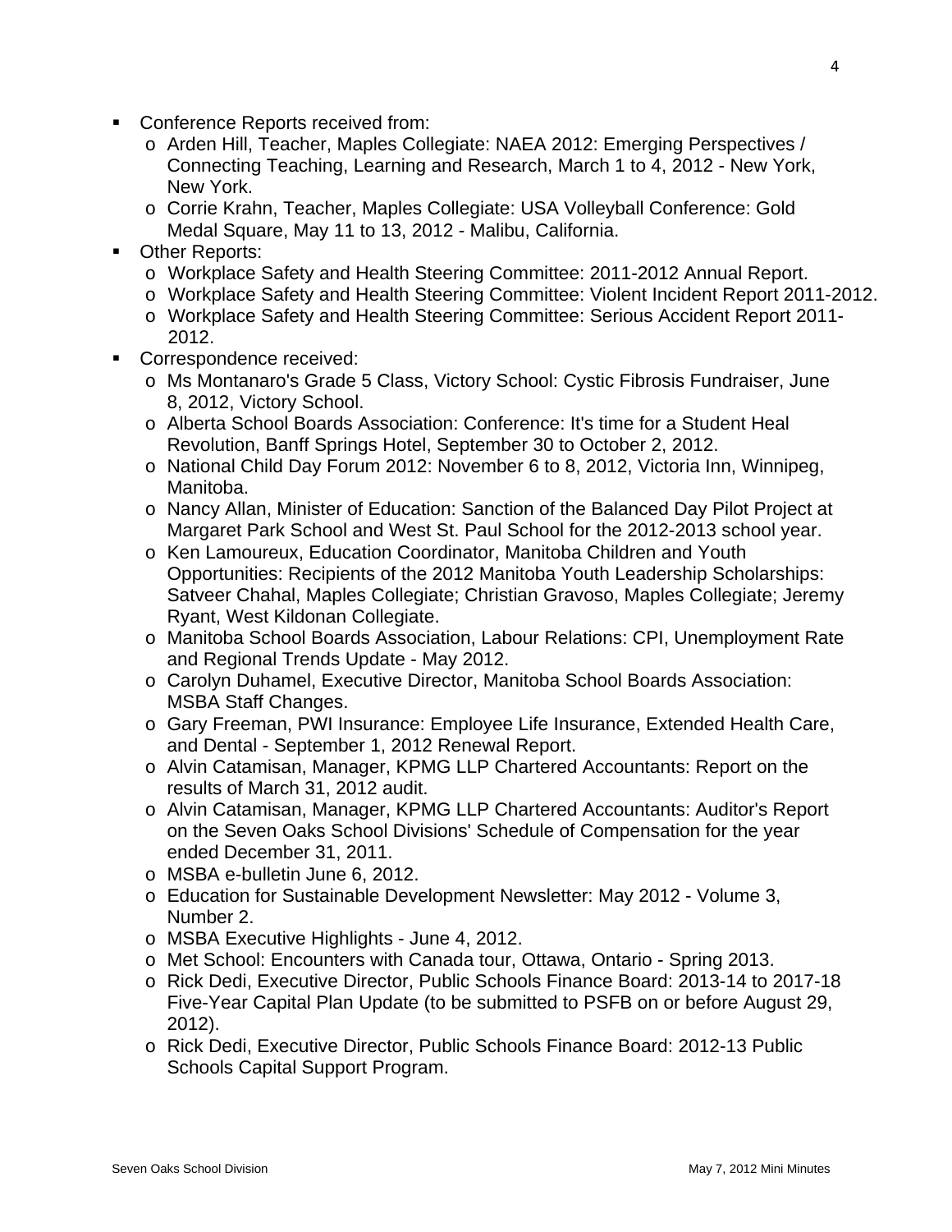- Conference Reports received from:
  - Arden Hill, Teacher, Maples Collegiate: NAEA 2012: Emerging Perspectives / Connecting Teaching, Learning and Research, March 1 to 4, 2012 - New York, New York.
  - Corrie Krahn, Teacher, Maples Collegiate: USA Volleyball Conference: Gold Medal Square, May 11 to 13, 2012 - Malibu, California.
- Other Reports:
  - Workplace Safety and Health Steering Committee: 2011-2012 Annual Report.
  - Workplace Safety and Health Steering Committee: Violent Incident Report 2011-2012.
  - Workplace Safety and Health Steering Committee: Serious Accident Report 2011-2012.
- Correspondence received:
  - Ms Montanaro's Grade 5 Class, Victory School: Cystic Fibrosis Fundraiser, June 8, 2012, Victory School.
  - Alberta School Boards Association: Conference: It's time for a Student Heal Revolution, Banff Springs Hotel, September 30 to October 2, 2012.
  - National Child Day Forum 2012: November 6 to 8, 2012, Victoria Inn, Winnipeg, Manitoba.
  - Nancy Allan, Minister of Education: Sanction of the Balanced Day Pilot Project at Margaret Park School and West St. Paul School for the 2012-2013 school year.
  - Ken Lamoureux, Education Coordinator, Manitoba Children and Youth Opportunities: Recipients of the 2012 Manitoba Youth Leadership Scholarships: Satveer Chahal, Maples Collegiate; Christian Gravoso, Maples Collegiate; Jeremy Ryant, West Kildonan Collegiate.
  - Manitoba School Boards Association, Labour Relations: CPI, Unemployment Rate and Regional Trends Update - May 2012.
  - Carolyn Duhamel, Executive Director, Manitoba School Boards Association: MSBA Staff Changes.
  - Gary Freeman, PWI Insurance: Employee Life Insurance, Extended Health Care, and Dental - September 1, 2012 Renewal Report.
  - Alvin Catamisan, Manager, KPMG LLP Chartered Accountants: Report on the results of March 31, 2012 audit.
  - Alvin Catamisan, Manager, KPMG LLP Chartered Accountants: Auditor's Report on the Seven Oaks School Divisions' Schedule of Compensation for the year ended December 31, 2011.
  - MSBA e-bulletin June 6, 2012.
  - Education for Sustainable Development Newsletter: May 2012 - Volume 3, Number 2.
  - MSBA Executive Highlights - June 4, 2012.
  - Met School: Encounters with Canada tour, Ottawa, Ontario - Spring 2013.
  - Rick Dedi, Executive Director, Public Schools Finance Board: 2013-14 to 2017-18 Five-Year Capital Plan Update (to be submitted to PSFB on or before August 29, 2012).
  - Rick Dedi, Executive Director, Public Schools Finance Board: 2012-13 Public Schools Capital Support Program.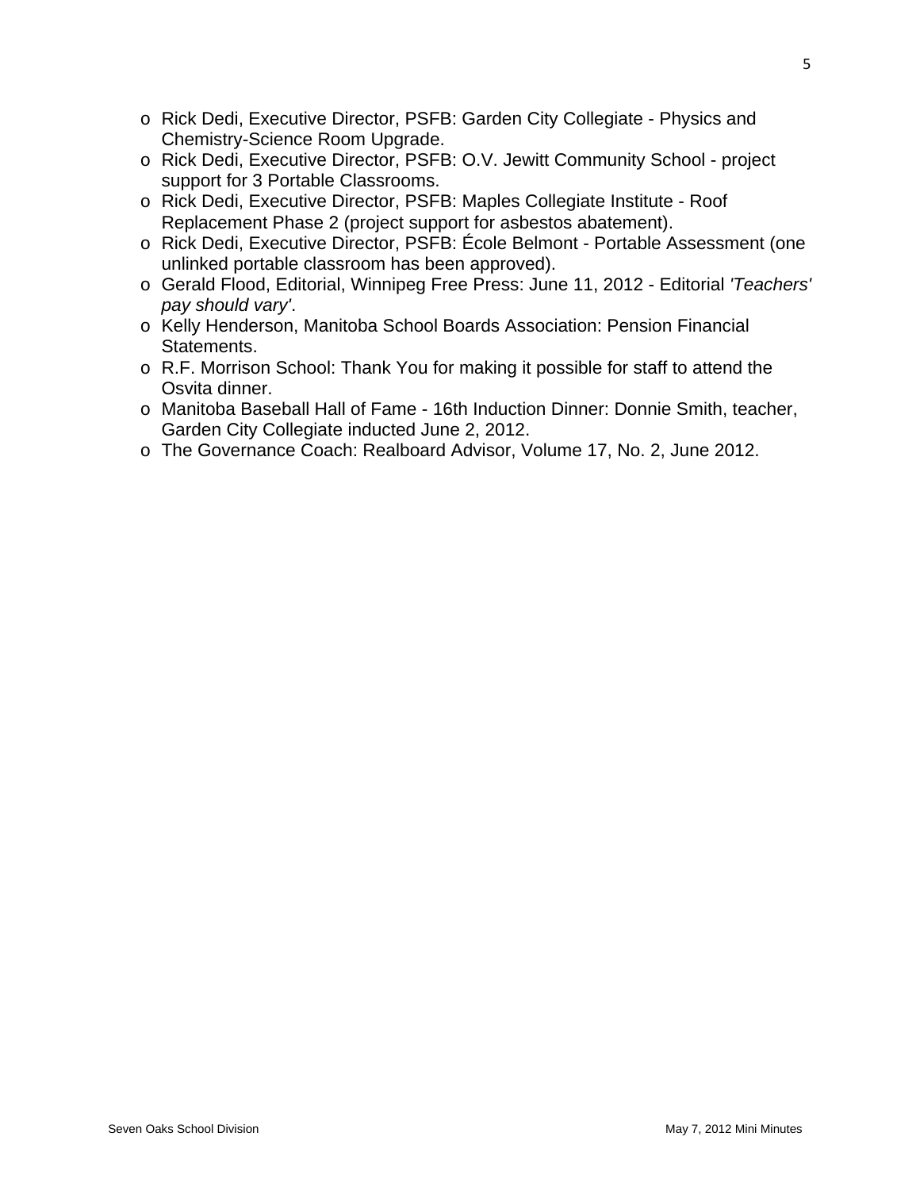- Rick Dedi, Executive Director, PSFB: Garden City Collegiate - Physics and Chemistry-Science Room Upgrade.
- Rick Dedi, Executive Director, PSFB: O.V. Jewitt Community School - project support for 3 Portable Classrooms.
- Rick Dedi, Executive Director, PSFB: Maples Collegiate Institute - Roof Replacement Phase 2 (project support for asbestos abatement).
- Rick Dedi, Executive Director, PSFB: École Belmont - Portable Assessment (one unlinked portable classroom has been approved).
- Gerald Flood, Editorial, Winnipeg Free Press: June 11, 2012 - Editorial *'Teachers' pay should vary'*.
- Kelly Henderson, Manitoba School Boards Association: Pension Financial Statements.
- R.F. Morrison School: Thank You for making it possible for staff to attend the Osvita dinner.
- Manitoba Baseball Hall of Fame - 16th Induction Dinner: Donnie Smith, teacher, Garden City Collegiate inducted June 2, 2012.
- The Governance Coach: Realboard Advisor, Volume 17, No. 2, June 2012.